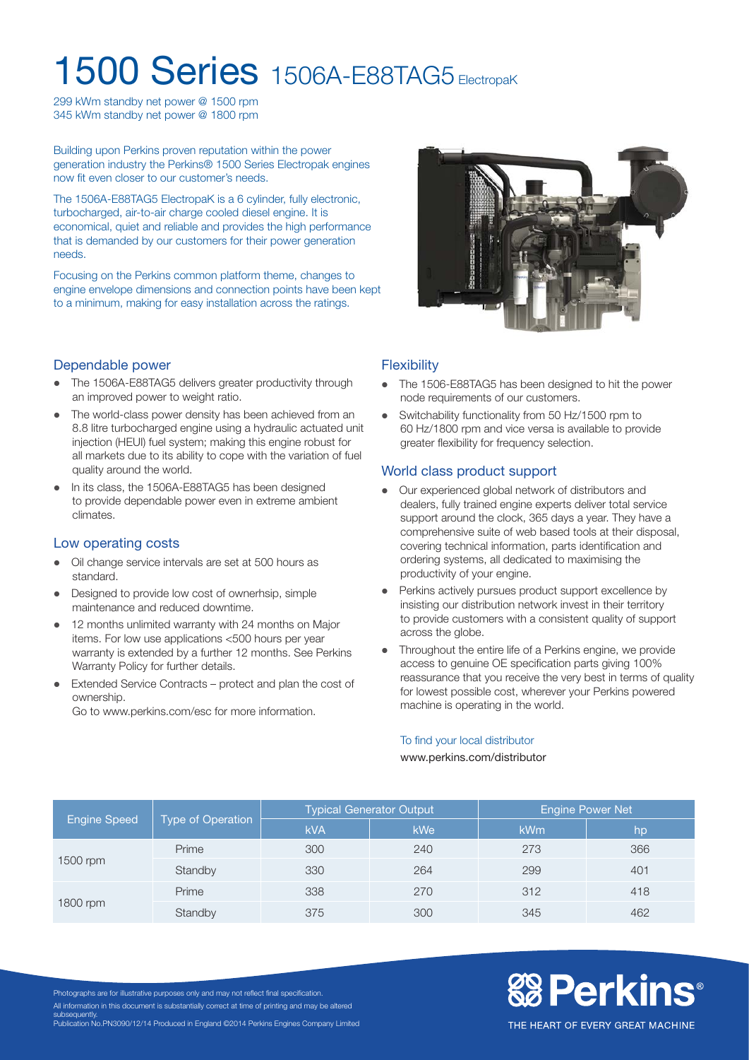# 1500 Series 1506A-E88TAG5 ElectropaK

299 kWm standby net power @ 1500 rpm
345 kWm standby net power @ 1800 rpm

Building upon Perkins proven reputation within the power generation industry the Perkins® 1500 Series Electropak engines now fit even closer to our customer's needs.

The 1506A-E88TAG5 ElectropaK is a 6 cylinder, fully electronic, turbocharged, air-to-air charge cooled diesel engine. It is economical, quiet and reliable and provides the high performance that is demanded by our customers for their power generation needs.

Focusing on the Perkins common platform theme, changes to engine envelope dimensions and connection points have been kept to a minimum, making for easy installation across the ratings.

## Dependable power

- The 1506A-E88TAG5 delivers greater productivity through an improved power to weight ratio.
- The world-class power density has been achieved from an 8.8 litre turbocharged engine using a hydraulic actuated unit injection (HEUI) fuel system; making this engine robust for all markets due to its ability to cope with the variation of fuel quality around the world.
- In its class, the 1506A-E88TAG5 has been designed to provide dependable power even in extreme ambient climates.

## Low operating costs

- Oil change service intervals are set at 500 hours as standard.
- Designed to provide low cost of ownerhsip, simple maintenance and reduced downtime.
- 12 months unlimited warranty with 24 months on Major items. For low use applications <500 hours per year warranty is extended by a further 12 months. See Perkins Warranty Policy for further details.
- Extended Service Contracts – protect and plan the cost of ownership.
  Go to www.perkins.com/esc for more information.

## Flexibility

- The 1506-E88TAG5 has been designed to hit the power node requirements of our customers.
- Switchability functionality from 50 Hz/1500 rpm to 60 Hz/1800 rpm and vice versa is available to provide greater flexibility for frequency selection.

## World class product support

- Our experienced global network of distributors and dealers, fully trained engine experts deliver total service support around the clock, 365 days a year. They have a comprehensive suite of web based tools at their disposal, covering technical information, parts identification and ordering systems, all dedicated to maximising the productivity of your engine.
- Perkins actively pursues product support excellence by insisting our distribution network invest in their territory to provide customers with a consistent quality of support across the globe.
- Throughout the entire life of a Perkins engine, we provide access to genuine OE specification parts giving 100% reassurance that you receive the very best in terms of quality for lowest possible cost, wherever your Perkins powered machine is operating in the world.

To find your local distributor
www.perkins.com/distributor

| Engine Speed | Type of Operation | Typical Generator Output | | Engine Power Net | |
|---|---|---|---|---|---|
| | | kVA | kWe | kWm | hp |
| 1500 rpm | Prime | 300 | 240 | 273 | 366 |
| | Standby | 330 | 264 | 299 | 401 |
| 1800 rpm | Prime | 338 | 270 | 312 | 418 |
| | Standby | 375 | 300 | 345 | 462 |

Photographs are for illustrative purposes only and may not reflect final specification.
All information in this document is substantially correct at time of printing and may be altered subsequently.
Publication No.PN3090/12/14 Produced in England ©2014 Perkins Engines Company Limited

Perkins®
THE HEART OF EVERY GREAT MACHINE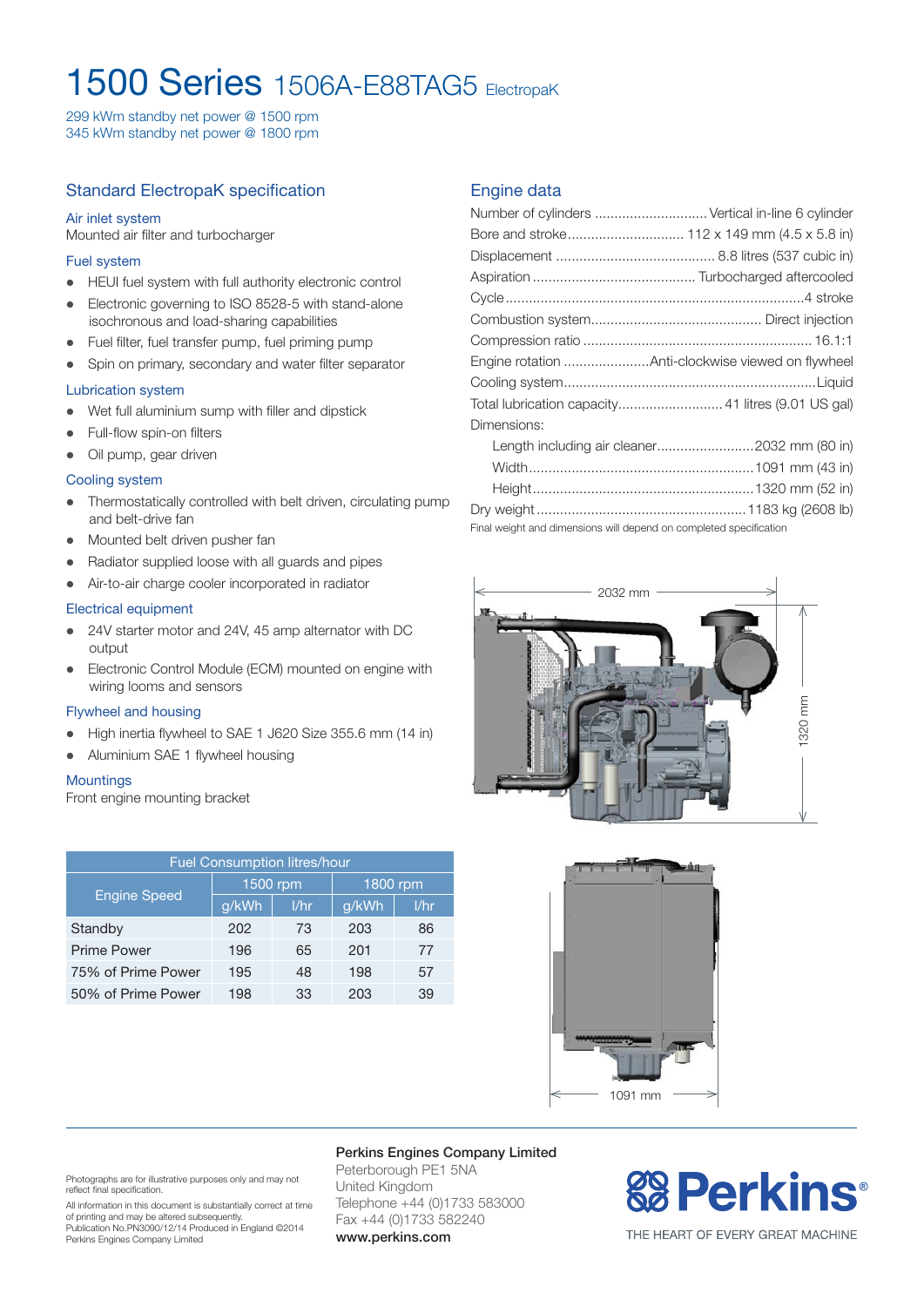# 1500 Series 1506A-E88TAG5 ElectropaK

299 kWm standby net power @ 1500 rpm
345 kWm standby net power @ 1800 rpm

## Standard ElectropaK specification

### Air inlet system

Mounted air filter and turbocharger

### Fuel system

- HEUI fuel system with full authority electronic control
- Electronic governing to ISO 8528-5 with stand-alone isochronous and load-sharing capabilities
- Fuel filter, fuel transfer pump, fuel priming pump
- Spin on primary, secondary and water filter separator

### Lubrication system

- Wet full aluminium sump with filler and dipstick
- Full-flow spin-on filters
- Oil pump, gear driven

### Cooling system

- Thermostatically controlled with belt driven, circulating pump and belt-drive fan
- Mounted belt driven pusher fan
- Radiator supplied loose with all guards and pipes
- Air-to-air charge cooler incorporated in radiator

### Electrical equipment

- 24V starter motor and 24V, 45 amp alternator with DC output
- Electronic Control Module (ECM) mounted on engine with wiring looms and sensors

### Flywheel and housing

- High inertia flywheel to SAE 1 J620 Size 355.6 mm (14 in)
- Aluminium SAE 1 flywheel housing

### Mountings

Front engine mounting bracket

| Fuel Consumption litres/hour | | | | |
|---|---|---|---|---|
| Engine Speed | 1500 rpm | | 1800 rpm | |
| | g/kWh | l/hr | g/kWh | l/hr |
| Standby | 202 | 73 | 203 | 86 |
| Prime Power | 196 | 65 | 201 | 77 |
| 75% of Prime Power | 195 | 48 | 198 | 57 |
| 50% of Prime Power | 198 | 33 | 203 | 39 |

## Engine data

- Number of cylinders ............................. Vertical in-line 6 cylinder
- Bore and stroke .............................. 112 x 149 mm (4.5 x 5.8 in)
- Displacement ......................................... 8.8 litres (537 cubic in)
- Aspiration .......................................... Turbocharged aftercooled
- Cycle ............................................................................4 stroke
- Combustion system ........................................... Direct injection
- Compression ratio .......................................................... 16.1:1
- Engine rotation ......................Anti-clockwise viewed on flywheel
- Cooling system ................................................................Liquid
- Total lubrication capacity........................... 41 litres (9.01 US gal)
- Dimensions:
  - Length including air cleaner.........................2032 mm (80 in)
  - Width..........................................................1091 mm (43 in)
  - Height........................................................1320 mm (52 in)
- Dry weight ..................................................... 1183 kg (2608 lb)

Final weight and dimensions will depend on completed specification

2032 mm

1320 mm

1091 mm

Photographs are for illustrative purposes only and may not reflect final specification.

All information in this document is substantially correct at time of printing and may be altered subsequently.
Publication No.PN3090/12/14 Produced in England ©2014
Perkins Engines Company Limited

**Perkins Engines Company Limited**
Peterborough PE1 5NA
United Kingdom
Telephone +44 (0)1733 583000
Fax +44 (0)1733 582240
**www.perkins.com**

Perkins®
THE HEART OF EVERY GREAT MACHINE